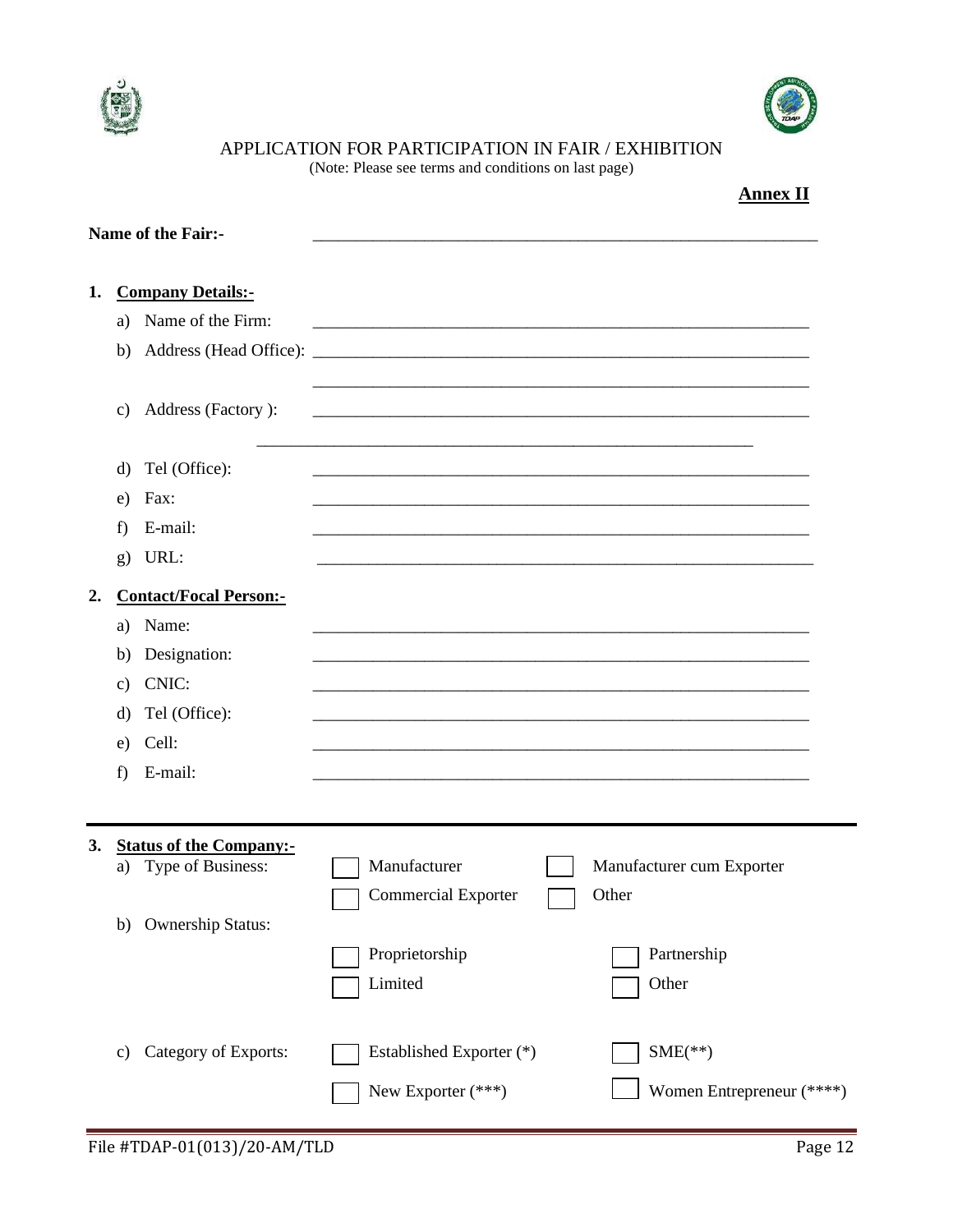# APPLICATION FOR PARTICIPATION IN FAIR / EXHIBITION

(Note: Please see terms and conditions on last page)

**Annex II**

**Name of the Fair:-** ____________________________________________

1. **Company Details:-**
   a) Name of the Firm: ____________________________________________
   b) Address (Head Office): ____________________________________________
   ____________________________________________
   c) Address (Factory ): ____________________________________________
   ____________________________________________
   d) Tel (Office): ____________________________________________
   e) Fax: ____________________________________________
   f) E-mail: ____________________________________________
   g) URL: ____________________________________________

2. **Contact/Focal Person:-**
   a) Name: ____________________________________________
   b) Designation: ____________________________________________
   c) CNIC: ____________________________________________
   d) Tel (Office): ____________________________________________
   e) Cell: ____________________________________________
   f) E-mail: ____________________________________________

---

3. **Status of the Company:-**
   a) Type of Business:
      - ☐ Manufacturer
      - ☐ Manufacturer cum Exporter
      - ☐ Commercial Exporter
      - ☐ Other

   b) Ownership Status:
      - ☐ Proprietorship
      - ☐ Partnership
      - ☐ Limited
      - ☐ Other

   c) Category of Exports:
      - ☐ Established Exporter (*)
      - ☐ SME(**)
      - ☐ New Exporter (***)
      - ☐ Women Entrepreneur (****)

File #TDAP-01(013)/20-AM/TLD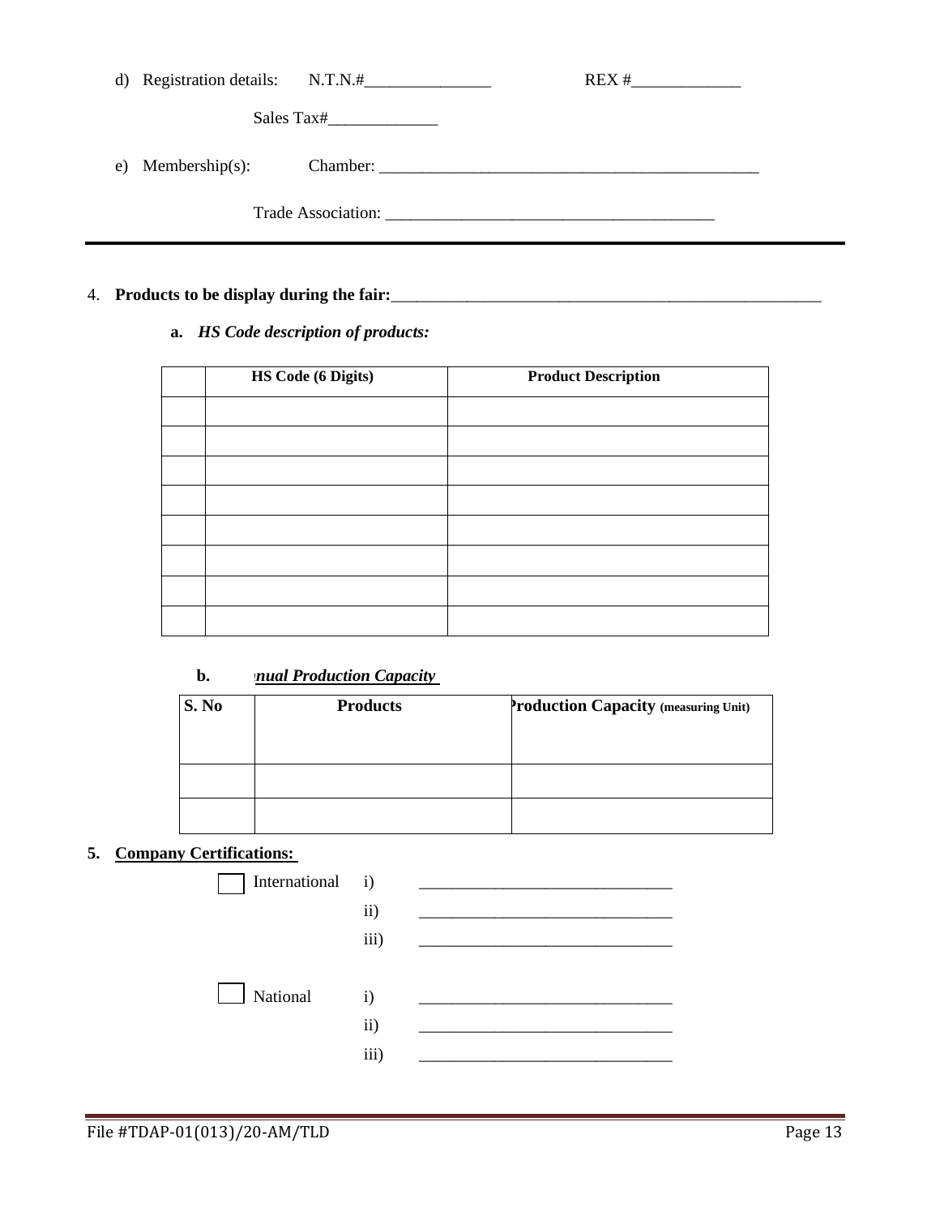d) Registration details: N.T.N.#_______________ REX #_____________

Sales Tax#_____________

e) Membership(s): Chamber: _______________________________________________

Trade Association: ________________________________________

4. **Products to be display during the fair:**_____________________________________________________

**a.** ***HS Code description of products:***

| | HS Code (6 Digits) | Product Description |
|---|---|---|
| | | |
| | | |
| | | |
| | | |
| | | |
| | | |
| | | |
| | | |

**b.** ***nual Production Capacity***

| S. No | Products | Production Capacity (measuring Unit) |
|---|---|---|
| | | |
| | | |

**5. Company Certifications:**

☐ International i) _______________________________

ii) _______________________________

iii) _______________________________

☐ National i) _______________________________

ii) _______________________________

iii) _______________________________

File #TDAP-01(013)/20-AM/TLD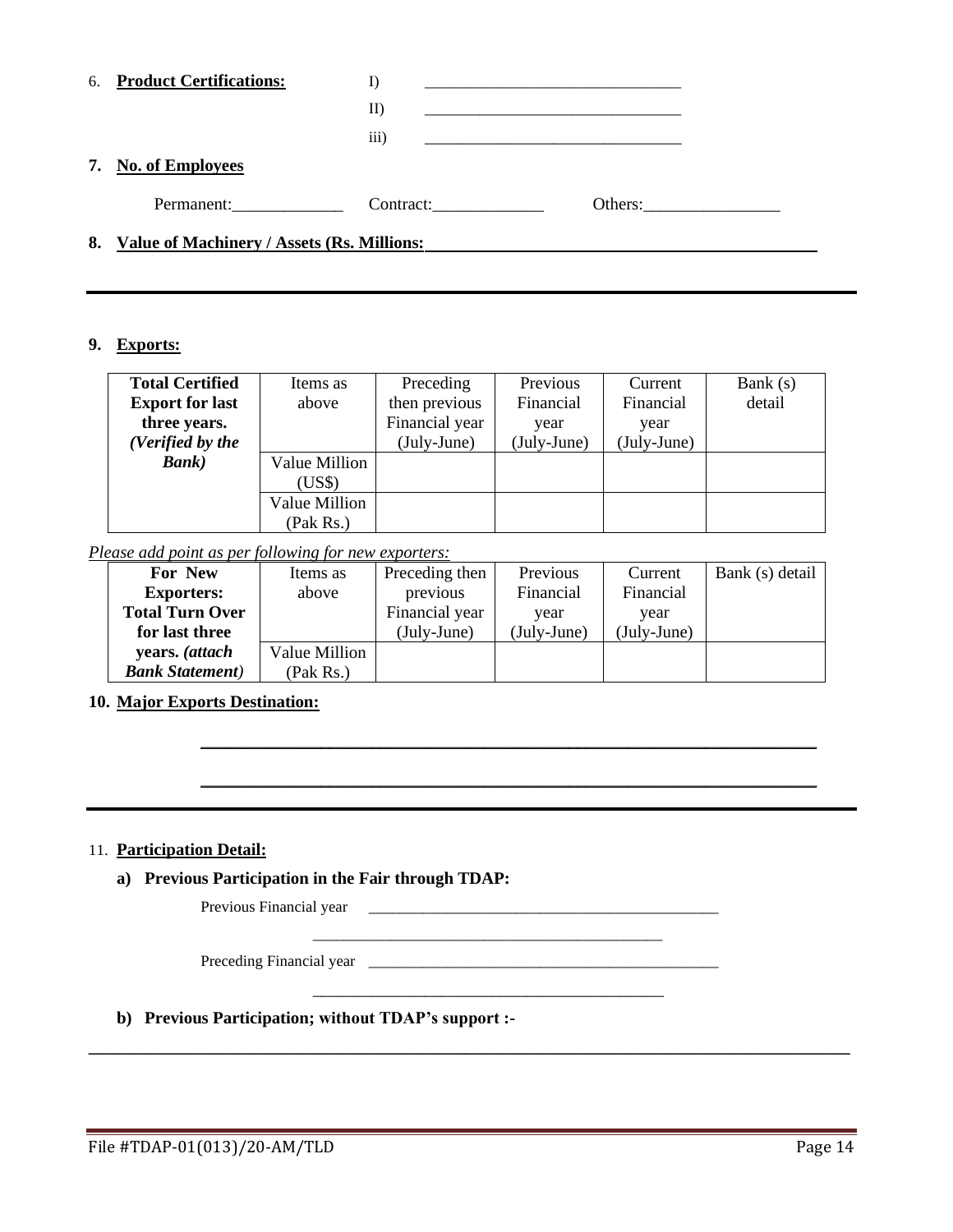6. **Product Certifications:**

   I) _______________________________

   II) _______________________________

   iii) _______________________________

7. **No. of Employees**

   Permanent:_____________ Contract:_____________ Others:________________

8. **Value of Machinery / Assets (Rs. Millions:** _______________________________

---

9. **Exports:**

| **Total Certified Export for last three years. *(Verified by the Bank)*** | Items as above | Preceding then previous Financial year (July-June) | Previous Financial year (July-June) | Current Financial year (July-June) | Bank (s) detail |
|---|---|---|---|---|---|
| | Value Million (US$) | | | | |
| | Value Million (Pak Rs.) | | | | |

*Please add point as per following for new exporters:*

| **For New Exporters: Total Turn Over for last three years. *(attach Bank Statement)*** | Items as above | Preceding then previous Financial year (July-June) | Previous Financial year (July-June) | Current Financial year (July-June) | Bank (s) detail |
|---|---|---|---|---|---|
| | Value Million (Pak Rs.) | | | | |

10. **Major Exports Destination:**

    _______________________________________________________________________

    _______________________________________________________________________

---

11. **Participation Detail:**

    **a) Previous Participation in the Fair through TDAP:**

    Previous Financial year _______________________________________________

    _______________________________________________

    Preceding Financial year _______________________________________________

    _______________________________________________

    **b) Previous Participation; without TDAP's support :-**

_______________________________________________________________________________________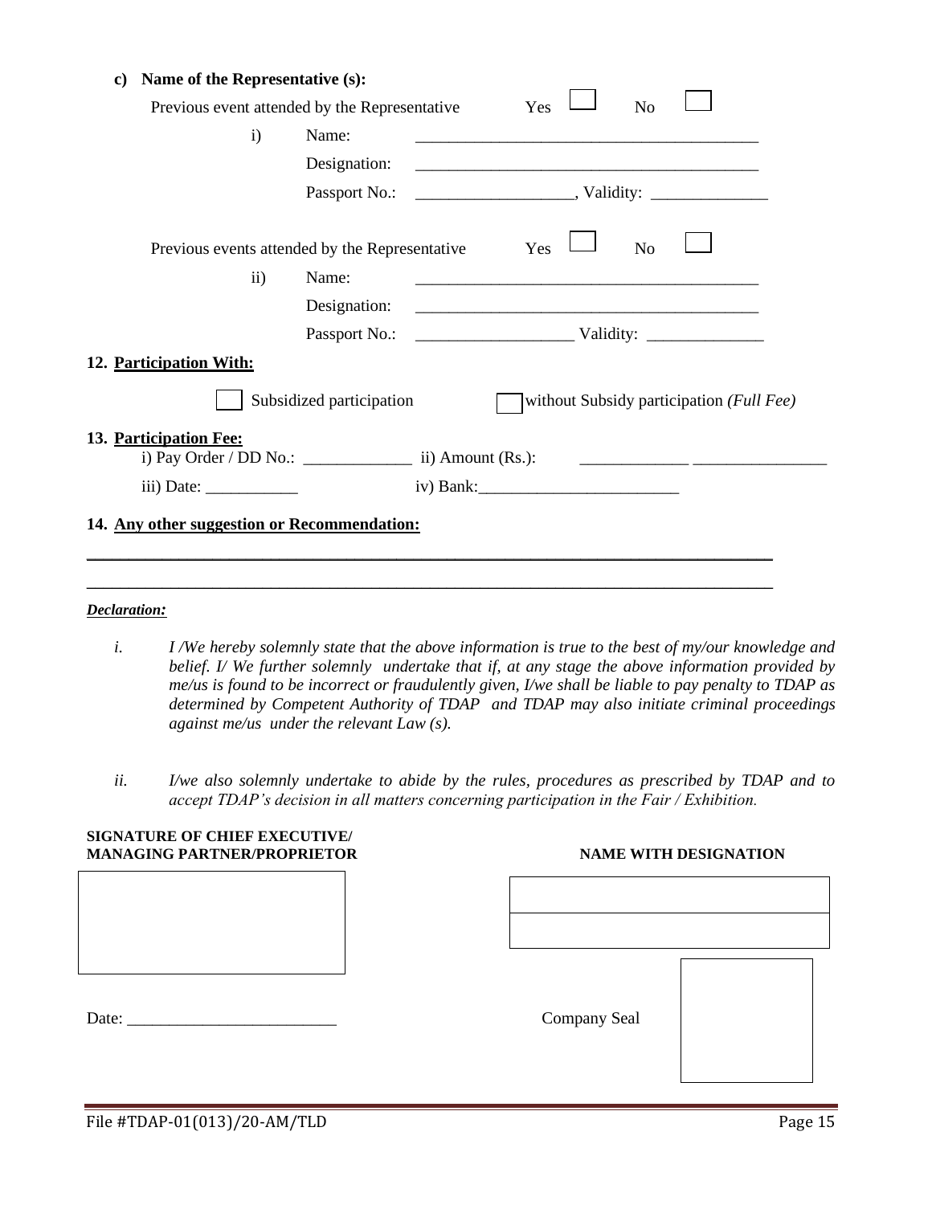**c) Name of the Representative (s):**

Previous event attended by the Representative Yes ☐ No ☐

i) Name: ________________________________________

Designation: ________________________________________

Passport No.: ___________________, Validity: ______________

Previous events attended by the Representative Yes ☐ No ☐

ii) Name: ________________________________________

Designation: ________________________________________

Passport No.: ___________________ Validity: ______________

**12. Participation With:**

☐ Subsidized participation ☐ without Subsidy participation *(Full Fee)*

**13. Participation Fee:**

i) Pay Order / DD No.: _____________ ii) Amount (Rs.): _____________ ________________

iii) Date: ___________ iv) Bank:________________________

**14. Any other suggestion or Recommendation:**

________________________________________________________________________________

________________________________________________________________________________

***Declaration:***

*i. I /We hereby solemnly state that the above information is true to the best of my/our knowledge and belief. I/ We further solemnly undertake that if, at any stage the above information provided by me/us is found to be incorrect or fraudulently given, I/we shall be liable to pay penalty to TDAP as determined by Competent Authority of TDAP and TDAP may also initiate criminal proceedings against me/us under the relevant Law (s).*

*ii. I/we also solemnly undertake to abide by the rules, procedures as prescribed by TDAP and to accept TDAP's decision in all matters concerning participation in the Fair / Exhibition.*

**SIGNATURE OF CHIEF EXECUTIVE/ MANAGING PARTNER/PROPRIETOR**

**NAME WITH DESIGNATION**

Date: _________________________

Company Seal

File #TDAP-01(013)/20-AM/TLD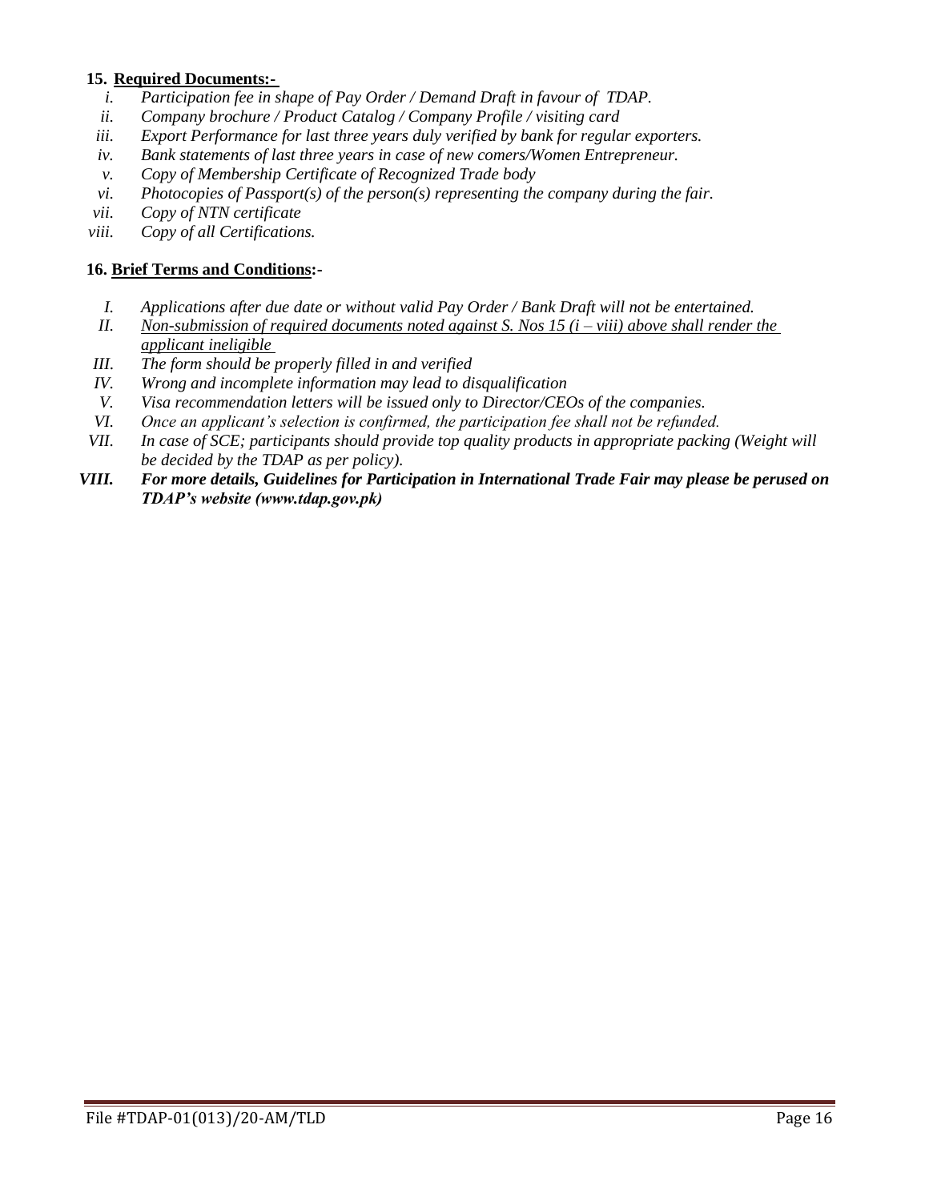**15. <u>Required Documents:-</u>**

1. *Participation fee in shape of Pay Order / Demand Draft in favour of TDAP.*
2. *Company brochure / Product Catalog / Company Profile / visiting card*
3. *Export Performance for last three years duly verified by bank for regular exporters.*
4. *Bank statements of last three years in case of new comers/Women Entrepreneur.*
5. *Copy of Membership Certificate of Recognized Trade body*
6. *Photocopies of Passport(s) of the person(s) representing the company during the fair.*
7. *Copy of NTN certificate*
8. *Copy of all Certifications.*

(i) – (viii) as numbered above.

**16. <u>Brief Terms and Conditions</u>:-**

- I. *Applications after due date or without valid Pay Order / Bank Draft will not be entertained.*
- II. *<u>Non-submission of required documents noted against S. Nos 15 (i – viii) above shall render the applicant ineligible</u>*
- III. *The form should be properly filled in and verified*
- IV. *Wrong and incomplete information may lead to disqualification*
- V. *Visa recommendation letters will be issued only to Director/CEOs of the companies.*
- VI. *Once an applicant's selection is confirmed, the participation fee shall not be refunded.*
- VII. *In case of SCE; participants should provide top quality products in appropriate packing (Weight will be decided by the TDAP as per policy).*
- VIII. ***For more details, Guidelines for Participation in International Trade Fair may please be perused on TDAP's website (www.tdap.gov.pk)***

File #TDAP-01(013)/20-AM/TLD